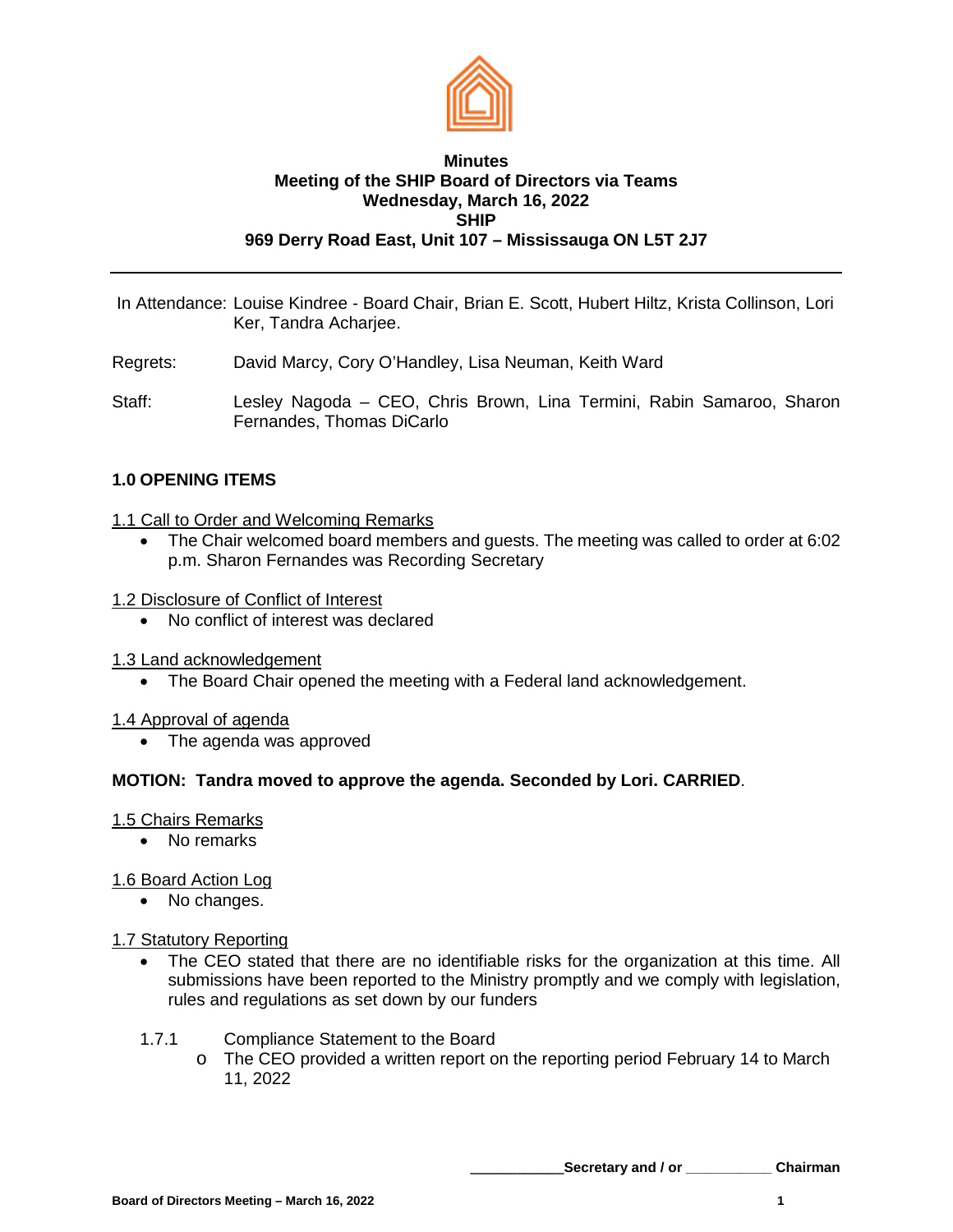**Minutes**
**Meeting of the SHIP Board of Directors via Teams**
**Wednesday, March 16, 2022**
**SHIP**
**969 Derry Road East, Unit 107 – Mississauga ON L5T 2J7**

---

In Attendance: Louise Kindree - Board Chair, Brian E. Scott, Hubert Hiltz, Krista Collinson, Lori Ker, Tandra Acharjee.

Regrets: David Marcy, Cory O'Handley, Lisa Neuman, Keith Ward

Staff: Lesley Nagoda – CEO, Chris Brown, Lina Termini, Rabin Samaroo, Sharon Fernandes, Thomas DiCarlo

## 1.0 OPENING ITEMS

1.1 Call to Order and Welcoming Remarks

- The Chair welcomed board members and guests. The meeting was called to order at 6:02 p.m. Sharon Fernandes was Recording Secretary

1.2 Disclosure of Conflict of Interest

- No conflict of interest was declared

1.3 Land acknowledgement

- The Board Chair opened the meeting with a Federal land acknowledgement.

1.4 Approval of agenda

- The agenda was approved

**MOTION: Tandra moved to approve the agenda. Seconded by Lori. CARRIED**.

1.5 Chairs Remarks

- No remarks

1.6 Board Action Log

- No changes.

1.7 Statutory Reporting

- The CEO stated that there are no identifiable risks for the organization at this time. All submissions have been reported to the Ministry promptly and we comply with legislation, rules and regulations as set down by our funders

1.7.1 Compliance Statement to the Board

- The CEO provided a written report on the reporting period February 14 to March 11, 2022

___________Secretary and / or ___________ Chairman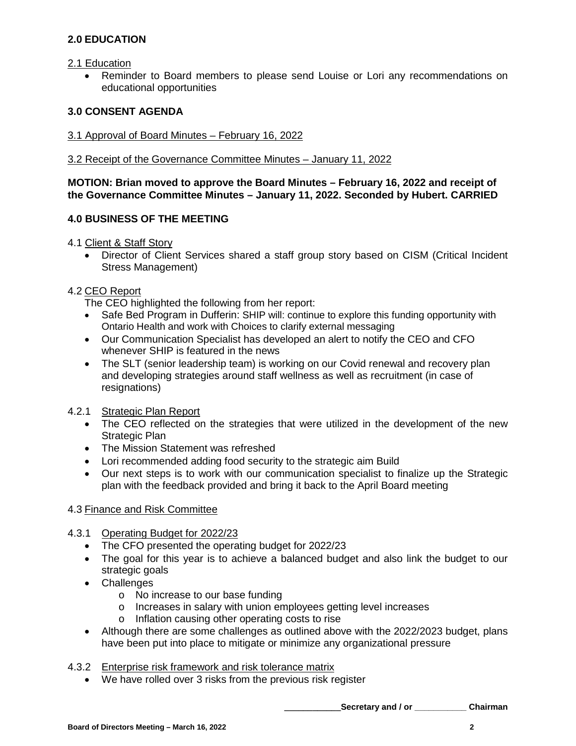## 2.0 EDUCATION

2.1 Education

- Reminder to Board members to please send Louise or Lori any recommendations on educational opportunities

## 3.0 CONSENT AGENDA

3.1 Approval of Board Minutes – February 16, 2022

3.2 Receipt of the Governance Committee Minutes – January 11, 2022

**MOTION: Brian moved to approve the Board Minutes – February 16, 2022 and receipt of the Governance Committee Minutes – January 11, 2022. Seconded by Hubert. CARRIED**

## 4.0 BUSINESS OF THE MEETING

4.1 Client & Staff Story

- Director of Client Services shared a staff group story based on CISM (Critical Incident Stress Management)

4.2 CEO Report

The CEO highlighted the following from her report:

- Safe Bed Program in Dufferin: SHIP will: continue to explore this funding opportunity with Ontario Health and work with Choices to clarify external messaging
- Our Communication Specialist has developed an alert to notify the CEO and CFO whenever SHIP is featured in the news
- The SLT (senior leadership team) is working on our Covid renewal and recovery plan and developing strategies around staff wellness as well as recruitment (in case of resignations)

4.2.1 Strategic Plan Report

- The CEO reflected on the strategies that were utilized in the development of the new Strategic Plan
- The Mission Statement was refreshed
- Lori recommended adding food security to the strategic aim Build
- Our next steps is to work with our communication specialist to finalize up the Strategic plan with the feedback provided and bring it back to the April Board meeting

4.3 Finance and Risk Committee

4.3.1 Operating Budget for 2022/23

- The CFO presented the operating budget for 2022/23
- The goal for this year is to achieve a balanced budget and also link the budget to our strategic goals
- Challenges
  - No increase to our base funding
  - Increases in salary with union employees getting level increases
  - Inflation causing other operating costs to rise
- Although there are some challenges as outlined above with the 2022/2023 budget, plans have been put into place to mitigate or minimize any organizational pressure

4.3.2 Enterprise risk framework and risk tolerance matrix

- We have rolled over 3 risks from the previous risk register

___________Secretary and / or ___________ Chairman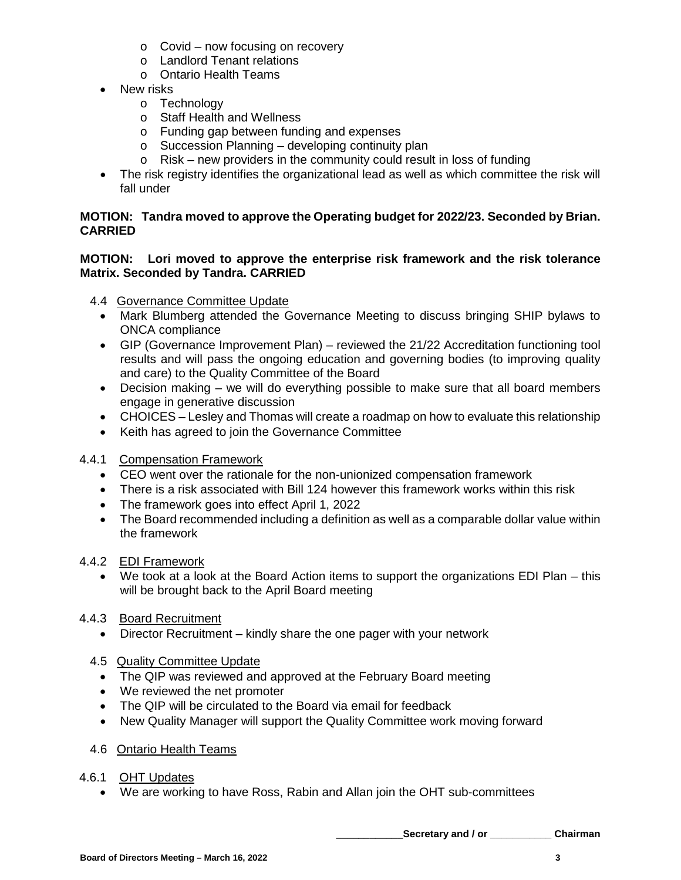- Covid – now focusing on recovery
    - Landlord Tenant relations
    - Ontario Health Teams
- New risks
    - Technology
    - Staff Health and Wellness
    - Funding gap between funding and expenses
    - Succession Planning – developing continuity plan
    - Risk – new providers in the community could result in loss of funding
- The risk registry identifies the organizational lead as well as which committee the risk will fall under

**MOTION: Tandra moved to approve the Operating budget for 2022/23. Seconded by Brian. CARRIED**

**MOTION: Lori moved to approve the enterprise risk framework and the risk tolerance Matrix. Seconded by Tandra. CARRIED**

4.4 Governance Committee Update

- Mark Blumberg attended the Governance Meeting to discuss bringing SHIP bylaws to ONCA compliance
- GIP (Governance Improvement Plan) – reviewed the 21/22 Accreditation functioning tool results and will pass the ongoing education and governing bodies (to improving quality and care) to the Quality Committee of the Board
- Decision making – we will do everything possible to make sure that all board members engage in generative discussion
- CHOICES – Lesley and Thomas will create a roadmap on how to evaluate this relationship
- Keith has agreed to join the Governance Committee

4.4.1 Compensation Framework

- CEO went over the rationale for the non-unionized compensation framework
- There is a risk associated with Bill 124 however this framework works within this risk
- The framework goes into effect April 1, 2022
- The Board recommended including a definition as well as a comparable dollar value within the framework

4.4.2 EDI Framework

- We took at a look at the Board Action items to support the organizations EDI Plan – this will be brought back to the April Board meeting

4.4.3 Board Recruitment

- Director Recruitment – kindly share the one pager with your network

4.5 Quality Committee Update

- The QIP was reviewed and approved at the February Board meeting
- We reviewed the net promoter
- The QIP will be circulated to the Board via email for feedback
- New Quality Manager will support the Quality Committee work moving forward

4.6 Ontario Health Teams

4.6.1 OHT Updates

- We are working to have Ross, Rabin and Allan join the OHT sub-committees

___________Secretary and / or ___________ Chairman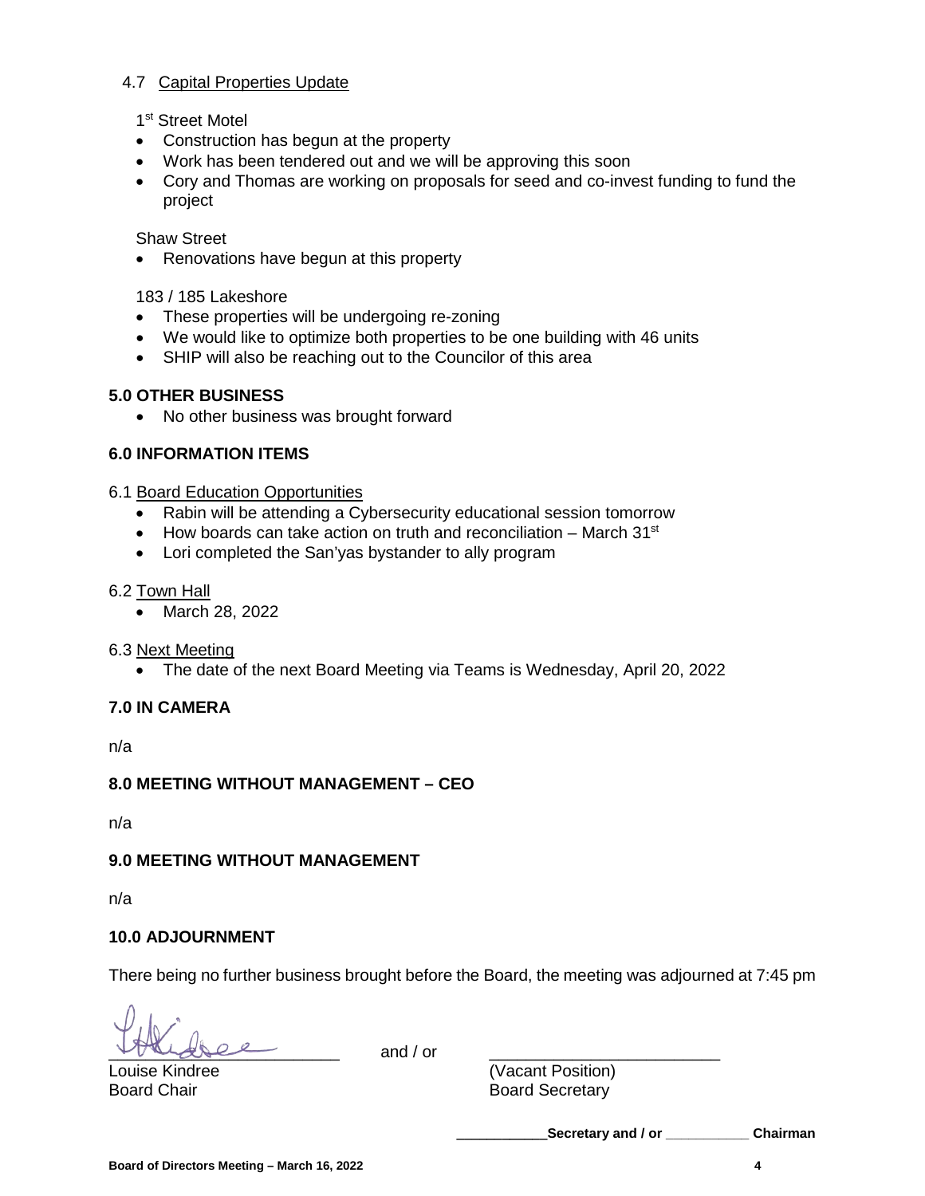4.7 Capital Properties Update

1st Street Motel

- Construction has begun at the property
- Work has been tendered out and we will be approving this soon
- Cory and Thomas are working on proposals for seed and co-invest funding to fund the project

Shaw Street

- Renovations have begun at this property

183 / 185 Lakeshore

- These properties will be undergoing re-zoning
- We would like to optimize both properties to be one building with 46 units
- SHIP will also be reaching out to the Councilor of this area

**5.0 OTHER BUSINESS**

- No other business was brought forward

**6.0 INFORMATION ITEMS**

6.1 Board Education Opportunities

- Rabin will be attending a Cybersecurity educational session tomorrow
- How boards can take action on truth and reconciliation – March 31st
- Lori completed the San'yas bystander to ally program

6.2 Town Hall

- March 28, 2022

6.3 Next Meeting

- The date of the next Board Meeting via Teams is Wednesday, April 20, 2022

**7.0 IN CAMERA**

n/a

**8.0 MEETING WITHOUT MANAGEMENT – CEO**

n/a

**9.0 MEETING WITHOUT MANAGEMENT**

n/a

**10.0 ADJOURNMENT**

There being no further business brought before the Board, the meeting was adjourned at 7:45 pm

\_\_\_\_\_\_\_\_\_\_\_\_\_\_\_\_\_\_\_\_\_\_\_\_\_ and / or \_\_\_\_\_\_\_\_\_\_\_\_\_\_\_\_\_\_\_\_\_\_\_\_\_

Louise Kindree (Vacant Position)
Board Chair Board Secretary

\_\_\_\_\_\_\_\_\_\_\_\_**Secretary and / or** \_\_\_\_\_\_\_\_\_\_\_ **Chairman**